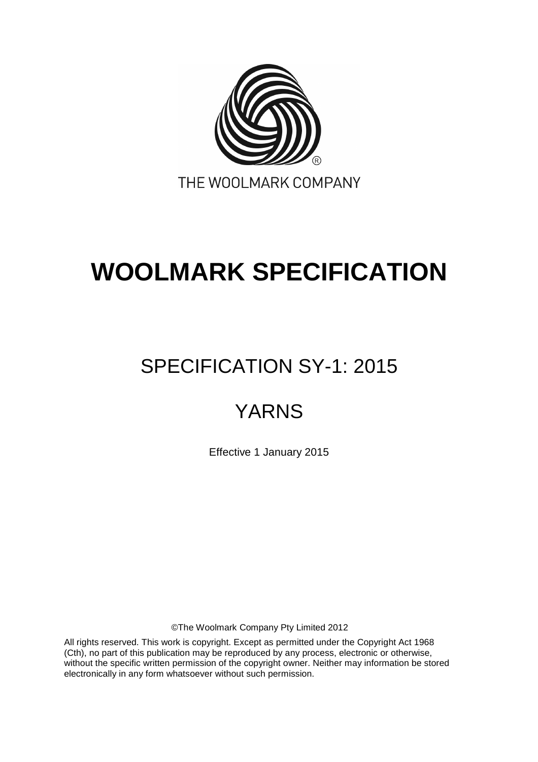THE WOOLMARK COMPANY

# WOOLMARK SPECIFICATION

## SPECIFICATION SY-1: 2015

## YARNS

Effective 1 January 2015

©The Woolmark Company Pty Limited 2012

All rights reserved. This work is copyright. Except as permitted under the Copyright Act 1968 (Cth), no part of this publication may be reproduced by any process, electronic or otherwise, without the specific written permission of the copyright owner. Neither may information be stored electronically in any form whatsoever without such permission.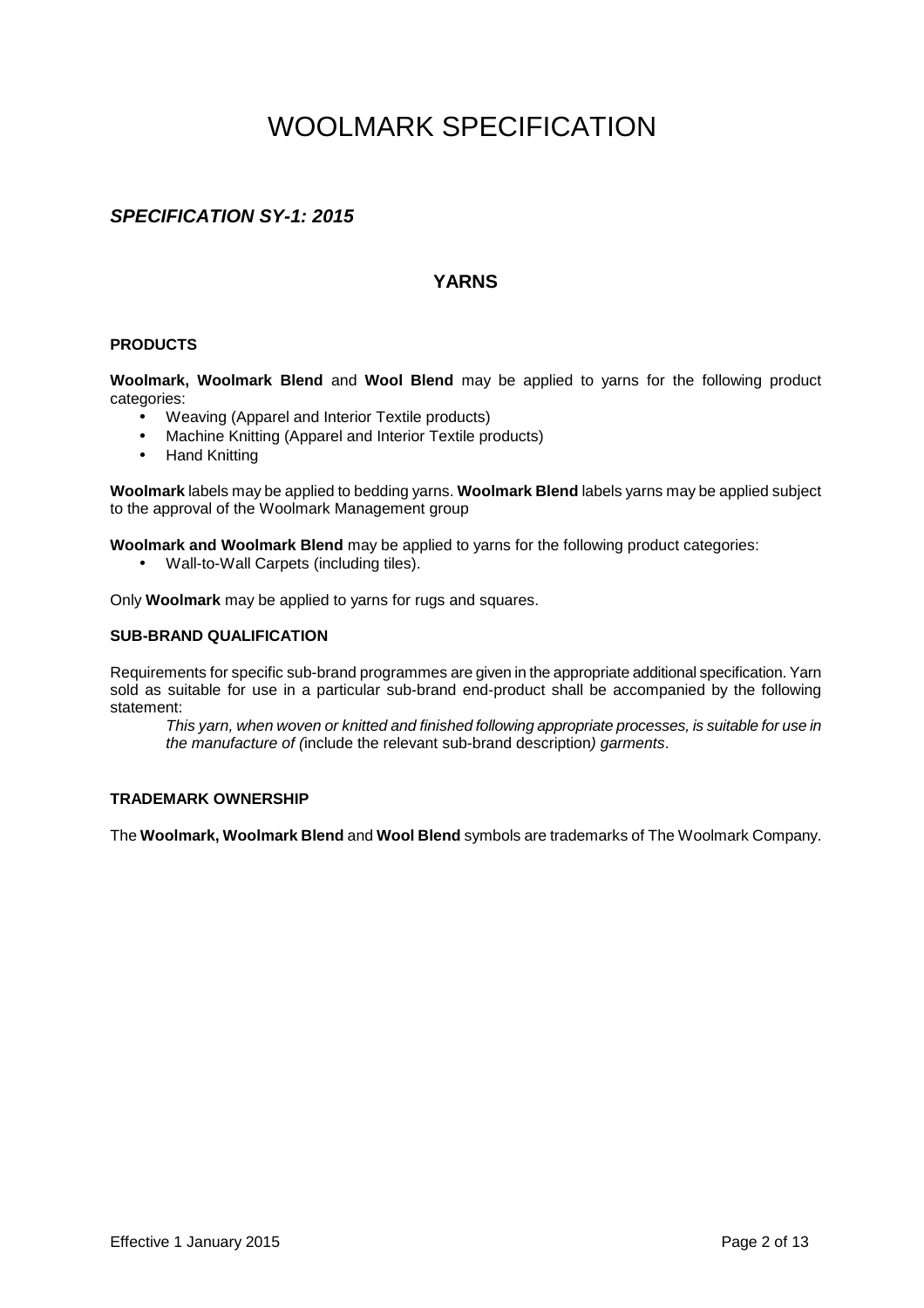# WOOLMARK SPECIFICATION

## *SPECIFICATION SY-1: 2015*

### YARNS

#### PRODUCTS

**Woolmark, Woolmark Blend** and **Wool Blend** may be applied to yarns for the following product categories:

- Weaving (Apparel and Interior Textile products)
- Machine Knitting (Apparel and Interior Textile products)
- Hand Knitting

**Woolmark** labels may be applied to bedding yarns. **Woolmark Blend** labels yarns may be applied subject to the approval of the Woolmark Management group

**Woolmark and Woolmark Blend** may be applied to yarns for the following product categories:

- Wall-to-Wall Carpets (including tiles).

Only **Woolmark** may be applied to yarns for rugs and squares.

#### SUB-BRAND QUALIFICATION

Requirements for specific sub-brand programmes are given in the appropriate additional specification. Yarn sold as suitable for use in a particular sub-brand end-product shall be accompanied by the following statement:

> *This yarn, when woven or knitted and finished following appropriate processes, is suitable for use in the manufacture of (*include the relevant sub-brand description*) garments*.

#### TRADEMARK OWNERSHIP

The **Woolmark, Woolmark Blend** and **Wool Blend** symbols are trademarks of The Woolmark Company.

Effective 1 January 2015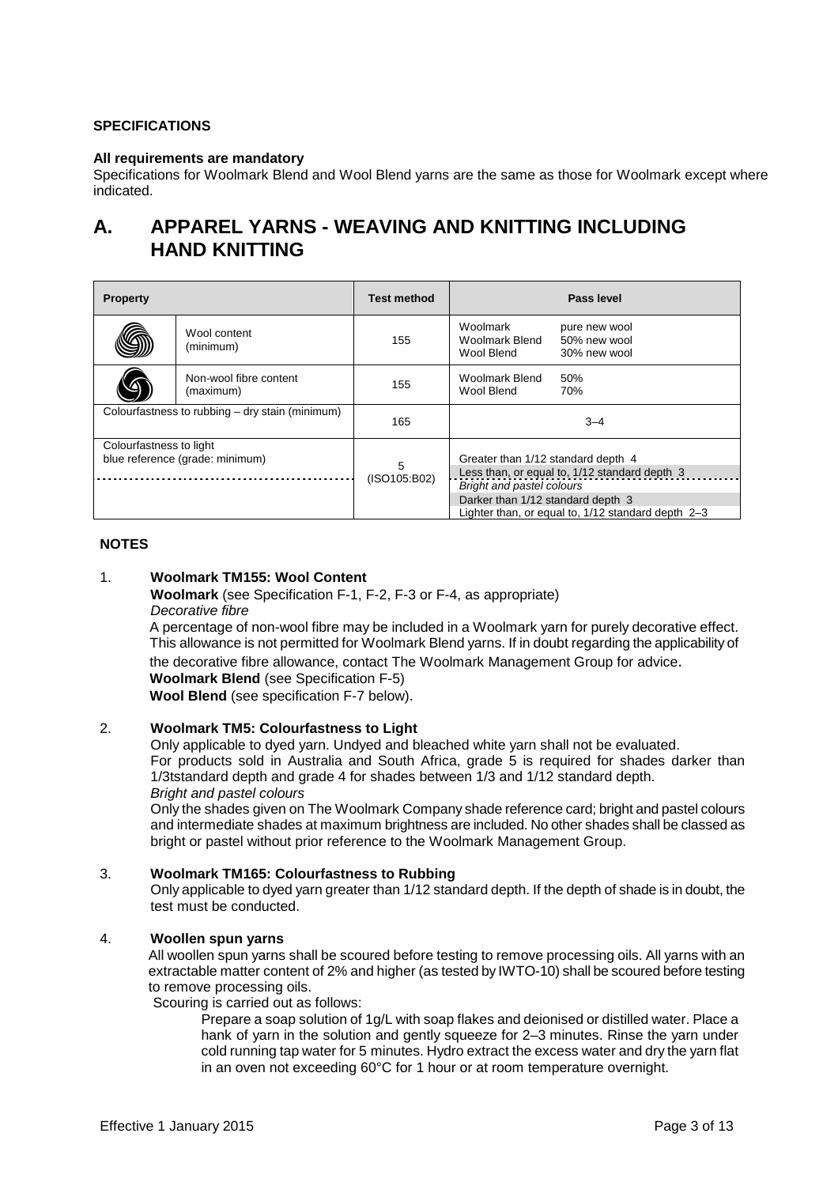**SPECIFICATIONS**

**All requirements are mandatory**
Specifications for Woolmark Blend and Wool Blend yarns are the same as those for Woolmark except where indicated.

# A. APPAREL YARNS - WEAVING AND KNITTING INCLUDING HAND KNITTING

| Property | | Test method | Pass level |
|---|---|---|---|
| | Wool content (minimum) | 155 | Woolmark pure new wool<br>Woolmark Blend 50% new wool<br>Wool Blend 30% new wool |
| | Non-wool fibre content (maximum) | 155 | Woolmark Blend 50%<br>Wool Blend 70% |
| Colourfastness to rubbing – dry stain (minimum) | | 165 | 3–4 |
| Colourfastness to light<br>blue reference (grade: minimum) | | 5 (ISO105:B02) | Greater than 1/12 standard depth 4<br>Less than, or equal to, 1/12 standard depth 3<br>*Bright and pastel colours*<br>Darker than 1/12 standard depth 3<br>Lighter than, or equal to, 1/12 standard depth 2–3 |

**NOTES**

1. **Woolmark TM155: Wool Content**
   **Woolmark** (see Specification F-1, F-2, F-3 or F-4, as appropriate)
   *Decorative fibre*
   A percentage of non-wool fibre may be included in a Woolmark yarn for purely decorative effect. This allowance is not permitted for Woolmark Blend yarns. If in doubt regarding the applicability of the decorative fibre allowance, contact The Woolmark Management Group for advice.
   **Woolmark Blend** (see Specification F-5)
   **Wool Blend** (see specification F-7 below).

2. **Woolmark TM5: Colourfastness to Light**
   Only applicable to dyed yarn. Undyed and bleached white yarn shall not be evaluated.
   For products sold in Australia and South Africa, grade 5 is required for shades darker than 1/3tstandard depth and grade 4 for shades between 1/3 and 1/12 standard depth.
   *Bright and pastel colours*
   Only the shades given on The Woolmark Company shade reference card; bright and pastel colours and intermediate shades at maximum brightness are included. No other shades shall be classed as bright or pastel without prior reference to the Woolmark Management Group.

3. **Woolmark TM165: Colourfastness to Rubbing**
   Only applicable to dyed yarn greater than 1/12 standard depth. If the depth of shade is in doubt, the test must be conducted.

4. **Woollen spun yarns**
   All woollen spun yarns shall be scoured before testing to remove processing oils. All yarns with an extractable matter content of 2% and higher (as tested by IWTO-10) shall be scoured before testing to remove processing oils.
   Scouring is carried out as follows:
   Prepare a soap solution of 1g/L with soap flakes and deionised or distilled water. Place a hank of yarn in the solution and gently squeeze for 2–3 minutes. Rinse the yarn under cold running tap water for 5 minutes. Hydro extract the excess water and dry the yarn flat in an oven not exceeding 60°C for 1 hour or at room temperature overnight.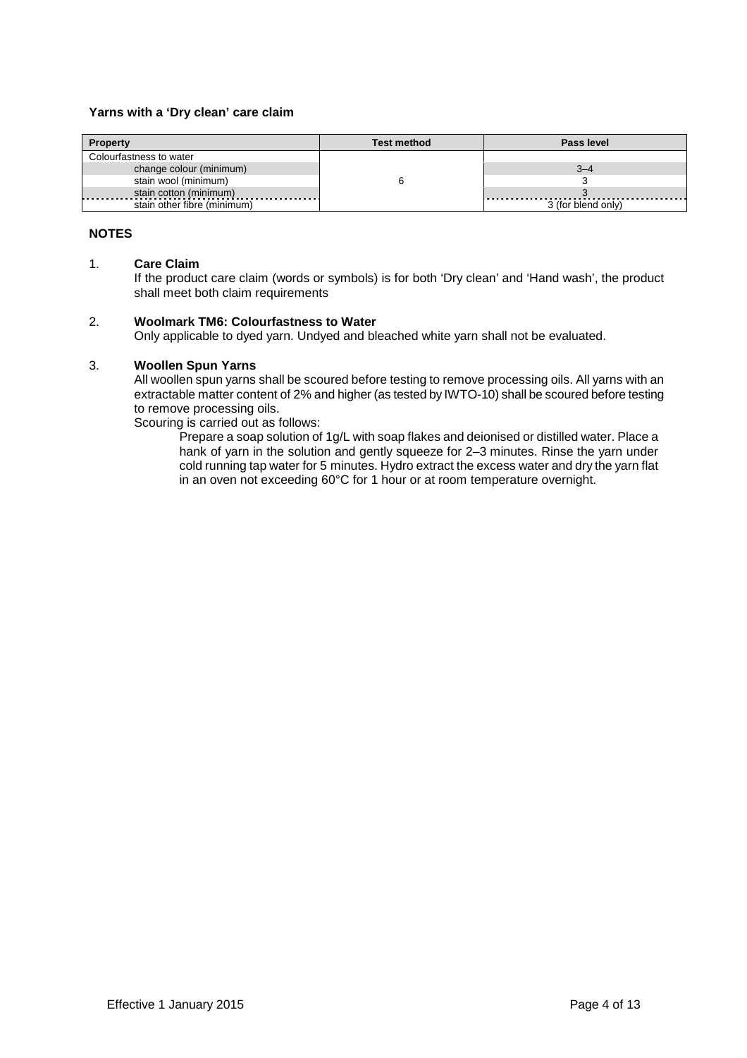**Yarns with a 'Dry clean' care claim**

| Property | Test method | Pass level |
|---|---|---|
| Colourfastness to water | | |
| change colour (minimum) | 6 | 3–4 |
| stain wool (minimum) | | 3 |
| stain cotton (minimum) | | 3 |
| stain other fibre (minimum) | | 3 (for blend only) |

## NOTES

1. **Care Claim**
   If the product care claim (words or symbols) is for both 'Dry clean' and 'Hand wash', the product shall meet both claim requirements

2. **Woolmark TM6: Colourfastness to Water**
   Only applicable to dyed yarn. Undyed and bleached white yarn shall not be evaluated.

3. **Woollen Spun Yarns**
   All woollen spun yarns shall be scoured before testing to remove processing oils. All yarns with an extractable matter content of 2% and higher (as tested by IWTO-10) shall be scoured before testing to remove processing oils.
   Scouring is carried out as follows:

   Prepare a soap solution of 1g/L with soap flakes and deionised or distilled water. Place a hank of yarn in the solution and gently squeeze for 2–3 minutes. Rinse the yarn under cold running tap water for 5 minutes. Hydro extract the excess water and dry the yarn flat in an oven not exceeding 60°C for 1 hour or at room temperature overnight.

Effective 1 January 2015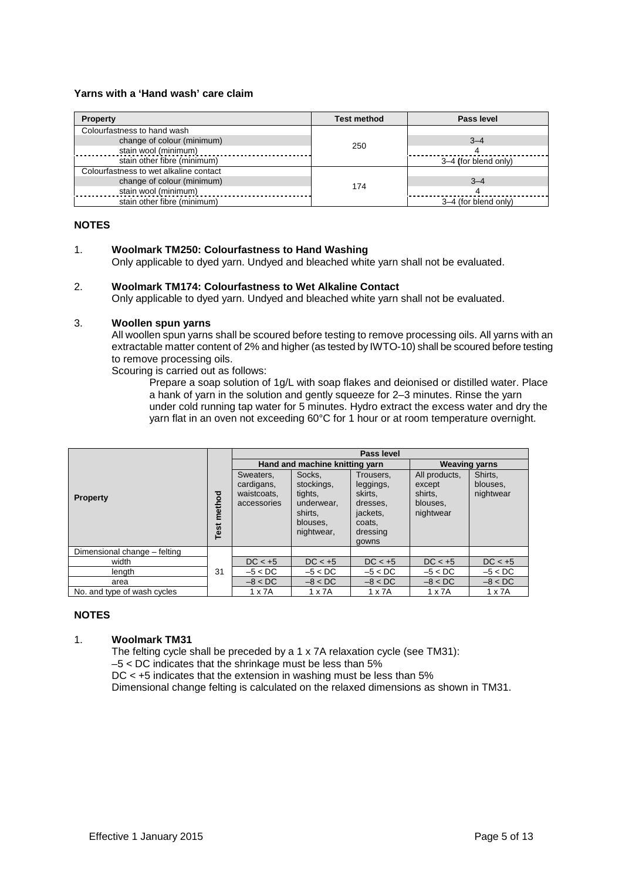**Yarns with a 'Hand wash' care claim**

| Property | Test method | Pass level |
|---|---|---|
| Colourfastness to hand wash | 250 | |
| change of colour (minimum) | | 3–4 |
| stain wool (minimum) | | 4 |
| stain other fibre (minimum) | | 3–4 **(**for blend only) |
| Colourfastness to wet alkaline contact | 174 | |
| change of colour (minimum) | | 3–4 |
| stain wool (minimum) | | 4 |
| stain other fibre (minimum) | | 3–4 (for blend only) |

## NOTES

1. **Woolmark TM250: Colourfastness to Hand Washing**
   Only applicable to dyed yarn. Undyed and bleached white yarn shall not be evaluated.

2. **Woolmark TM174: Colourfastness to Wet Alkaline Contact**
   Only applicable to dyed yarn. Undyed and bleached white yarn shall not be evaluated.

3. **Woollen spun yarns**
   All woollen spun yarns shall be scoured before testing to remove processing oils. All yarns with an extractable matter content of 2% and higher (as tested by IWTO-10) shall be scoured before testing to remove processing oils.
   Scouring is carried out as follows:
   
   Prepare a soap solution of 1g/L with soap flakes and deionised or distilled water. Place a hank of yarn in the solution and gently squeeze for 2–3 minutes. Rinse the yarn under cold running tap water for 5 minutes. Hydro extract the excess water and dry the yarn flat in an oven not exceeding 60°C for 1 hour or at room temperature overnight.

| Property | Test method | Pass level | | | | |
|---|---|---|---|---|---|---|
| | | Hand and machine knitting yarn | | | Weaving yarns | |
| | | Sweaters, cardigans, waistcoats, accessories | Socks, stockings, tights, underwear, shirts, blouses, nightwear, | Trousers, leggings, skirts, dresses, jackets, coats, dressing gowns | All products, except shirts, blouses, nightwear | Shirts, blouses, nightwear |
| Dimensional change – felting | 31 | | | | | |
| width | | DC < +5 | DC < +5 | DC < +5 | DC < +5 | DC < +5 |
| length | | –5 < DC | –5 < DC | –5 < DC | –5 < DC | –5 < DC |
| area | | –8 < DC | –8 < DC | –8 < DC | –8 < DC | –8 < DC |
| No. and type of wash cycles | | 1 x 7A | 1 x 7A | 1 x 7A | 1 x 7A | 1 x 7A |

## NOTES

1. **Woolmark TM31**
   The felting cycle shall be preceded by a 1 x 7A relaxation cycle (see TM31):
   –5 < DC indicates that the shrinkage must be less than 5%
   DC < +5 indicates that the extension in washing must be less than 5%
   Dimensional change felting is calculated on the relaxed dimensions as shown in TM31.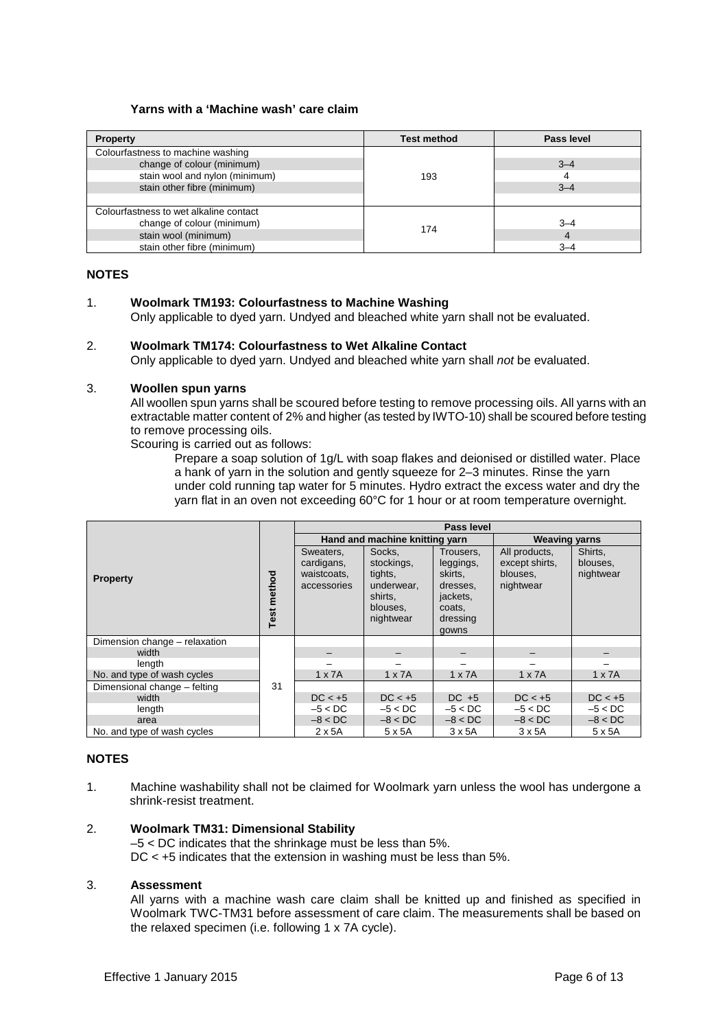**Yarns with a 'Machine wash' care claim**

| Property | Test method | Pass level |
|---|---|---|
| Colourfastness to machine washing | | |
| change of colour (minimum) | 193 | 3–4 |
| stain wool and nylon (minimum) | | 4 |
| stain other fibre (minimum) | | 3–4 |
| | | |
| Colourfastness to wet alkaline contact | | |
| change of colour (minimum) | 174 | 3–4 |
| stain wool (minimum) | | 4 |
| stain other fibre (minimum) | | 3–4 |

## NOTES

1. **Woolmark TM193: Colourfastness to Machine Washing**
   Only applicable to dyed yarn. Undyed and bleached white yarn shall not be evaluated.

2. **Woolmark TM174: Colourfastness to Wet Alkaline Contact**
   Only applicable to dyed yarn. Undyed and bleached white yarn shall *not* be evaluated.

3. **Woollen spun yarns**
   All woollen spun yarns shall be scoured before testing to remove processing oils. All yarns with an extractable matter content of 2% and higher (as tested by IWTO-10) shall be scoured before testing to remove processing oils.
   Scouring is carried out as follows:

   Prepare a soap solution of 1g/L with soap flakes and deionised or distilled water. Place a hank of yarn in the solution and gently squeeze for 2–3 minutes. Rinse the yarn under cold running tap water for 5 minutes. Hydro extract the excess water and dry the yarn flat in an oven not exceeding 60°C for 1 hour or at room temperature overnight.

| Property | Test method | Pass level | | | | |
|---|---|---|---|---|---|---|
| | | Hand and machine knitting yarn | | | Weaving yarns | |
| | | Sweaters, cardigans, waistcoats, accessories | Socks, stockings, tights, underwear, shirts, blouses, nightwear | Trousers, leggings, skirts, dresses, jackets, coats, dressing gowns | All products, except shirts, blouses, nightwear | Shirts, blouses, nightwear |
| Dimension change – relaxation | 31 | | | | | |
| width | | – | – | – | – | – |
| length | | – | – | – | – | – |
| No. and type of wash cycles | | 1 x 7A | 1 x 7A | 1 x 7A | 1 x 7A | 1 x 7A |
| Dimensional change – felting | | | | | | |
| width | | DC < +5 | DC < +5 | DC +5 | DC < +5 | DC < +5 |
| length | | –5 < DC | –5 < DC | –5 < DC | –5 < DC | –5 < DC |
| area | | –8 < DC | –8 < DC | –8 < DC | –8 < DC | –8 < DC |
| No. and type of wash cycles | | 2 x 5A | 5 x 5A | 3 x 5A | 3 x 5A | 5 x 5A |

## NOTES

1. Machine washability shall not be claimed for Woolmark yarn unless the wool has undergone a shrink-resist treatment.

2. **Woolmark TM31: Dimensional Stability**
   –5 < DC indicates that the shrinkage must be less than 5%.
   DC < +5 indicates that the extension in washing must be less than 5%.

3. **Assessment**
   All yarns with a machine wash care claim shall be knitted up and finished as specified in Woolmark TWC-TM31 before assessment of care claim. The measurements shall be based on the relaxed specimen (i.e. following 1 x 7A cycle).

Effective 1 January 2015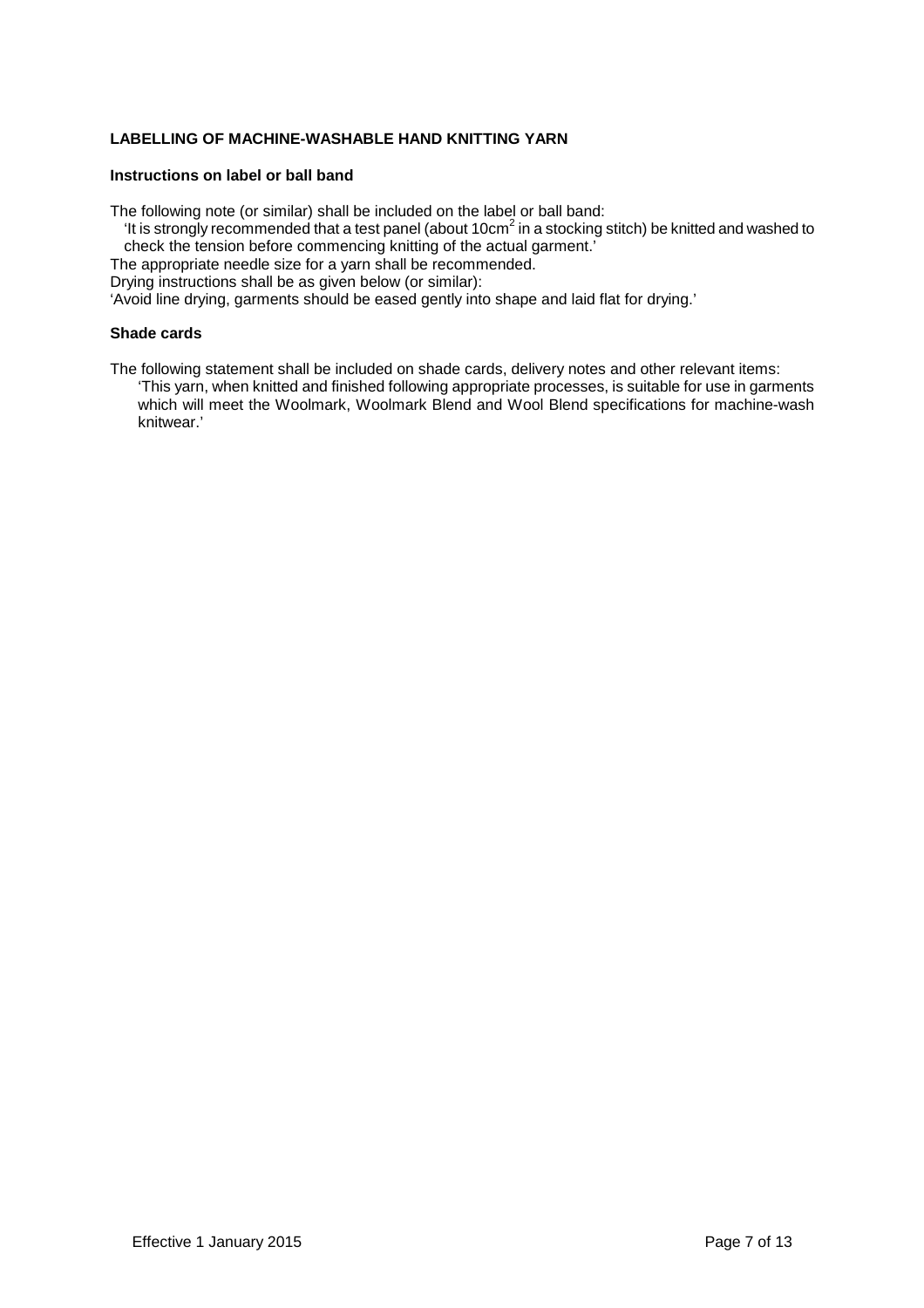## LABELLING OF MACHINE-WASHABLE HAND KNITTING YARN

### Instructions on label or ball band

The following note (or similar) shall be included on the label or ball band:

'It is strongly recommended that a test panel (about $10cm^2$ in a stocking stitch) be knitted and washed to check the tension before commencing knitting of the actual garment.'

The appropriate needle size for a yarn shall be recommended.

Drying instructions shall be as given below (or similar):

'Avoid line drying, garments should be eased gently into shape and laid flat for drying.'

### Shade cards

The following statement shall be included on shade cards, delivery notes and other relevant items:

'This yarn, when knitted and finished following appropriate processes, is suitable for use in garments which will meet the Woolmark, Woolmark Blend and Wool Blend specifications for machine-wash knitwear.'

Effective 1 January 2015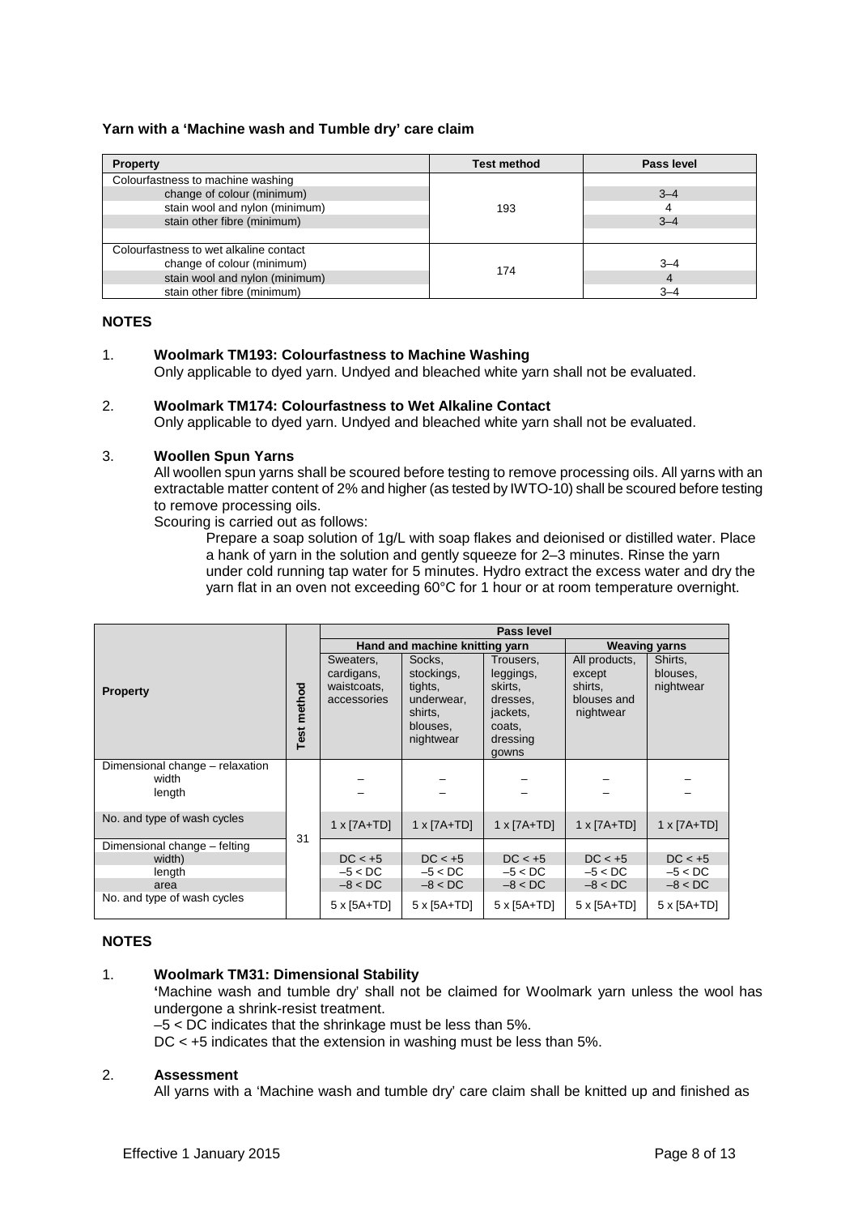**Yarn with a 'Machine wash and Tumble dry' care claim**

| Property | Test method | Pass level |
|---|---|---|
| Colourfastness to machine washing | | |
| change of colour (minimum) | 193 | 3–4 |
| stain wool and nylon (minimum) | | 4 |
| stain other fibre (minimum) | | 3–4 |
| | | |
| Colourfastness to wet alkaline contact | | |
| change of colour (minimum) | 174 | 3–4 |
| stain wool and nylon (minimum) | | 4 |
| stain other fibre (minimum) | | 3–4 |

### NOTES

1. **Woolmark TM193: Colourfastness to Machine Washing**
   Only applicable to dyed yarn. Undyed and bleached white yarn shall not be evaluated.

2. **Woolmark TM174: Colourfastness to Wet Alkaline Contact**
   Only applicable to dyed yarn. Undyed and bleached white yarn shall not be evaluated.

3. **Woollen Spun Yarns**
   All woollen spun yarns shall be scoured before testing to remove processing oils. All yarns with an extractable matter content of 2% and higher (as tested by IWTO-10) shall be scoured before testing to remove processing oils.
   Scouring is carried out as follows:
   
   Prepare a soap solution of 1g/L with soap flakes and deionised or distilled water. Place a hank of yarn in the solution and gently squeeze for 2–3 minutes. Rinse the yarn under cold running tap water for 5 minutes. Hydro extract the excess water and dry the yarn flat in an oven not exceeding 60°C for 1 hour or at room temperature overnight.

| Property | Test method | Pass level | | | | |
|---|---|---|---|---|---|---|
| | | Hand and machine knitting yarn | | | Weaving yarns | |
| | | Sweaters, cardigans, waistcoats, accessories | Socks, stockings, tights, underwear, shirts, blouses, nightwear | Trousers, leggings, skirts, dresses, jackets, coats, dressing gowns | All products, except shirts, blouses and nightwear | Shirts, blouses, nightwear |
| Dimensional change – relaxation | 31 | | | | | |
| width | | – | – | – | – | – |
| length | | – | – | – | – | – |
| No. and type of wash cycles | | 1 x [7A+TD] | 1 x [7A+TD] | 1 x [7A+TD] | 1 x [7A+TD] | 1 x [7A+TD] |
| Dimensional change – felting | | | | | | |
| width) | | DC < +5 | DC < +5 | DC < +5 | DC < +5 | DC < +5 |
| length | | –5 < DC | –5 < DC | –5 < DC | –5 < DC | –5 < DC |
| area | | –8 < DC | –8 < DC | –8 < DC | –8 < DC | –8 < DC |
| No. and type of wash cycles | | 5 x [5A+TD] | 5 x [5A+TD] | 5 x [5A+TD] | 5 x [5A+TD] | 5 x [5A+TD] |

### NOTES

1. **Woolmark TM31: Dimensional Stability**
   **'**Machine wash and tumble dry' shall not be claimed for Woolmark yarn unless the wool has undergone a shrink-resist treatment.
   –5 < DC indicates that the shrinkage must be less than 5%.
   DC < +5 indicates that the extension in washing must be less than 5%.

2. **Assessment**
   All yarns with a 'Machine wash and tumble dry' care claim shall be knitted up and finished as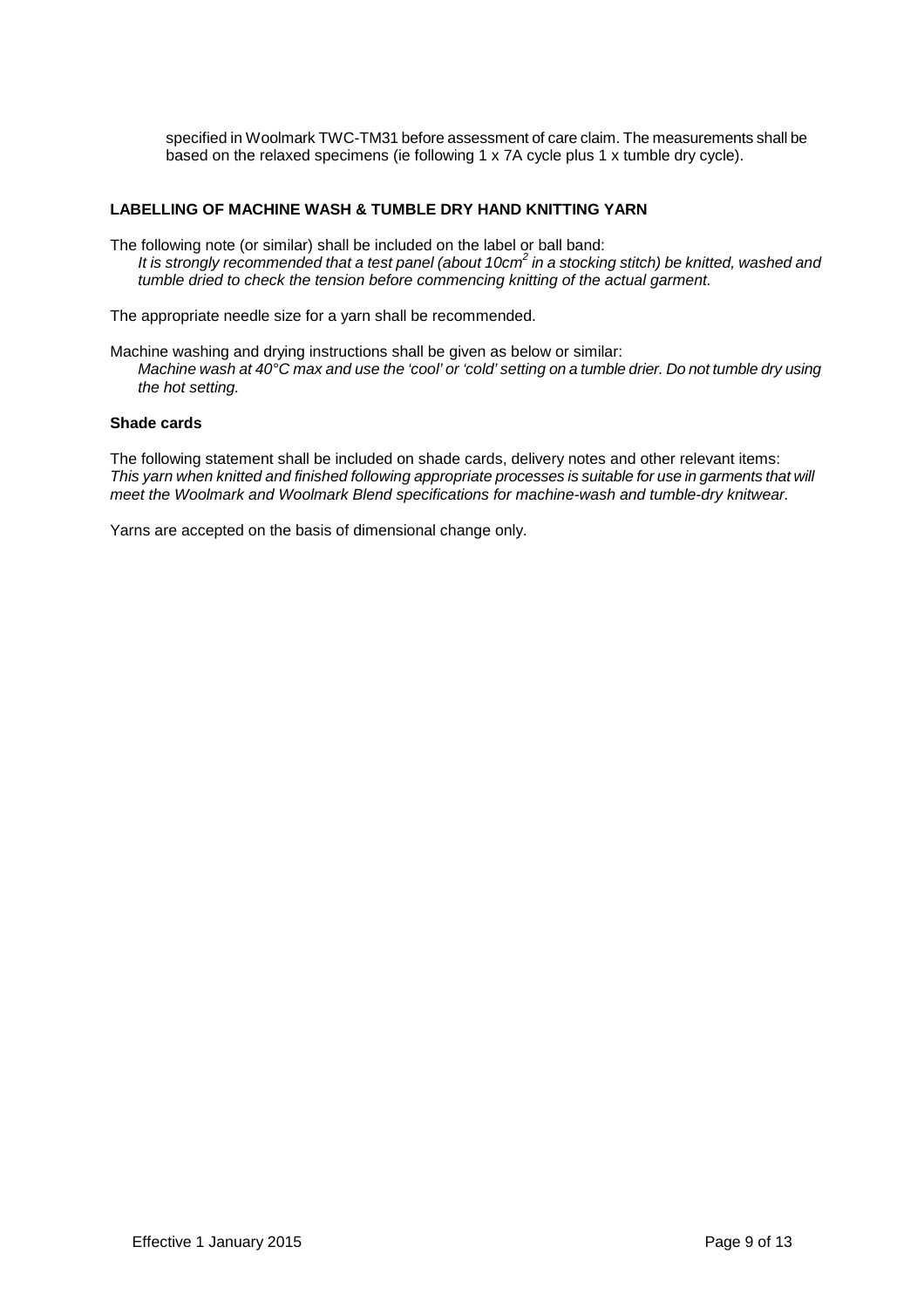specified in Woolmark TWC-TM31 before assessment of care claim. The measurements shall be based on the relaxed specimens (ie following 1 x 7A cycle plus 1 x tumble dry cycle).

**LABELLING OF MACHINE WASH & TUMBLE DRY HAND KNITTING YARN**

The following note (or similar) shall be included on the label or ball band:

*It is strongly recommended that a test panel (about 10cm$^2$ in a stocking stitch) be knitted, washed and tumble dried to check the tension before commencing knitting of the actual garment.*

The appropriate needle size for a yarn shall be recommended.

Machine washing and drying instructions shall be given as below or similar:

*Machine wash at 40°C max and use the 'cool' or 'cold' setting on a tumble drier. Do not tumble dry using the hot setting.*

**Shade cards**

The following statement shall be included on shade cards, delivery notes and other relevant items:
*This yarn when knitted and finished following appropriate processes is suitable for use in garments that will meet the Woolmark and Woolmark Blend specifications for machine-wash and tumble-dry knitwear.*

Yarns are accepted on the basis of dimensional change only.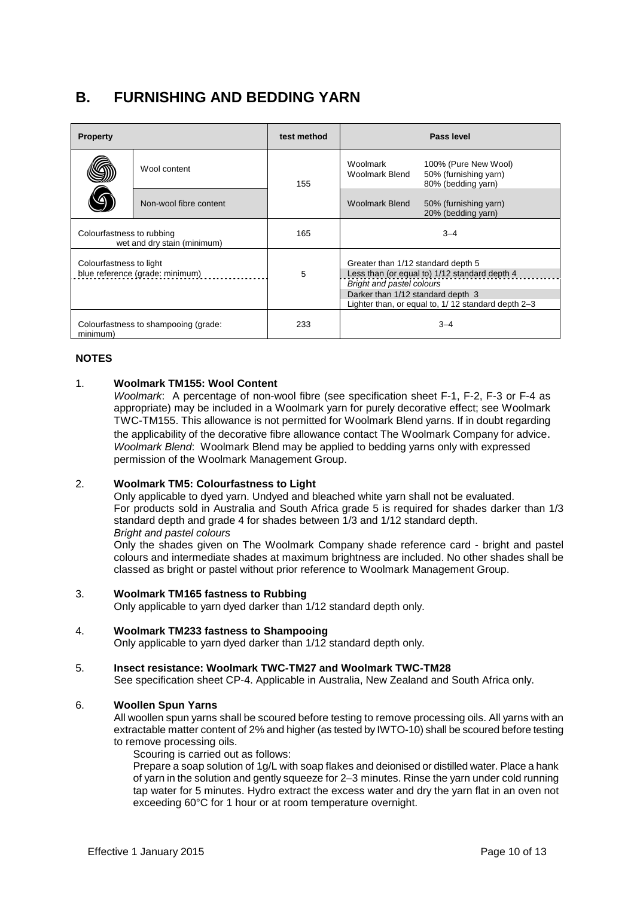## B. FURNISHING AND BEDDING YARN

| Property | | test method | Pass level | |
|---|---|---|---|---|
| | Wool content | 155 | Woolmark<br>Woolmark Blend | 100% (Pure New Wool)<br>50% (furnishing yarn)<br>80% (bedding yarn) |
| | Non-wool fibre content | | Woolmark Blend | 50% (furnishing yarn)<br>20% (bedding yarn) |
| Colourfastness to rubbing<br>wet and dry stain (minimum) | | 165 | 3–4 | |
| Colourfastness to light<br>blue reference (grade: minimum) | | 5 | Greater than 1/12 standard depth 5<br>Less than (or equal to) 1/12 standard depth 4<br>*Bright and pastel colours*<br>Darker than 1/12 standard depth 3<br>Lighter than, or equal to, 1/ 12 standard depth 2–3 | |
| Colourfastness to shampooing (grade: minimum) | | 233 | 3–4 | |

**NOTES**

1. **Woolmark TM155: Wool Content**
   *Woolmark*: A percentage of non-wool fibre (see specification sheet F-1, F-2, F-3 or F-4 as appropriate) may be included in a Woolmark yarn for purely decorative effect; see Woolmark TWC-TM155. This allowance is not permitted for Woolmark Blend yarns. If in doubt regarding the applicability of the decorative fibre allowance contact The Woolmark Company for advice.
   *Woolmark Blend*: Woolmark Blend may be applied to bedding yarns only with expressed permission of the Woolmark Management Group.

2. **Woolmark TM5: Colourfastness to Light**
   Only applicable to dyed yarn. Undyed and bleached white yarn shall not be evaluated.
   For products sold in Australia and South Africa grade 5 is required for shades darker than 1/3 standard depth and grade 4 for shades between 1/3 and 1/12 standard depth.
   *Bright and pastel colours*
   Only the shades given on The Woolmark Company shade reference card - bright and pastel colours and intermediate shades at maximum brightness are included. No other shades shall be classed as bright or pastel without prior reference to Woolmark Management Group.

3. **Woolmark TM165 fastness to Rubbing**
   Only applicable to yarn dyed darker than 1/12 standard depth only.

4. **Woolmark TM233 fastness to Shampooing**
   Only applicable to yarn dyed darker than 1/12 standard depth only.

5. **Insect resistance: Woolmark TWC-TM27 and Woolmark TWC-TM28**
   See specification sheet CP-4. Applicable in Australia, New Zealand and South Africa only.

6. **Woollen Spun Yarns**
   All woollen spun yarns shall be scoured before testing to remove processing oils. All yarns with an extractable matter content of 2% and higher (as tested by IWTO-10) shall be scoured before testing to remove processing oils.
   Scouring is carried out as follows:
   Prepare a soap solution of 1g/L with soap flakes and deionised or distilled water. Place a hank of yarn in the solution and gently squeeze for 2–3 minutes. Rinse the yarn under cold running tap water for 5 minutes. Hydro extract the excess water and dry the yarn flat in an oven not exceeding 60°C for 1 hour or at room temperature overnight.

Effective 1 January 2015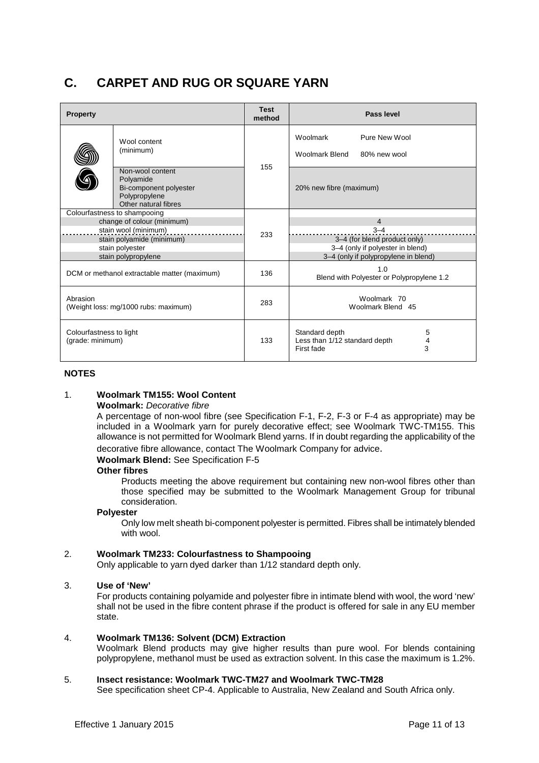# C. CARPET AND RUG OR SQUARE YARN

| Property | | Test method | Pass level |
|---|---|---|---|
| | Wool content (minimum) | 155 | Woolmark: Pure New Wool<br>Woolmark Blend: 80% new wool |
| | Non-wool content<br>Polyamide<br>Bi-component polyester<br>Polypropylene<br>Other natural fibres | 155 | 20% new fibre (maximum) |
| Colourfastness to shampooing | | 233 | |
| change of colour (minimum) | | | 4 |
| stain wool (minimum) | | | 3–4 |
| stain polyamide (minimum) | | | 3–4 (for blend product only) |
| stain polyester | | | 3–4 (only if polyester in blend) |
| stain polypropylene | | | 3–4 (only if polypropylene in blend) |
| DCM or methanol extractable matter (maximum) | | 136 | 1.0<br>Blend with Polyester or Polypropylene 1.2 |
| Abrasion (Weight loss: mg/1000 rubs: maximum) | | 283 | Woolmark 70<br>Woolmark Blend 45 |
| Colourfastness to light (grade: minimum) | | 133 | Standard depth 5<br>Less than 1/12 standard depth 4<br>First fade 3 |

## NOTES

1. **Woolmark TM155: Wool Content**

   **Woolmark:** *Decorative fibre*

   A percentage of non-wool fibre (see Specification F-1, F-2, F-3 or F-4 as appropriate) may be included in a Woolmark yarn for purely decorative effect; see Woolmark TWC-TM155. This allowance is not permitted for Woolmark Blend yarns. If in doubt regarding the applicability of the decorative fibre allowance, contact The Woolmark Company for advice.

   **Woolmark Blend:** See Specification F-5

   **Other fibres**

   Products meeting the above requirement but containing new non-wool fibres other than those specified may be submitted to the Woolmark Management Group for tribunal consideration.

   **Polyester**

   Only low melt sheath bi-component polyester is permitted. Fibres shall be intimately blended with wool.

2. **Woolmark TM233: Colourfastness to Shampooing**

   Only applicable to yarn dyed darker than 1/12 standard depth only.

3. **Use of 'New'**

   For products containing polyamide and polyester fibre in intimate blend with wool, the word 'new' shall not be used in the fibre content phrase if the product is offered for sale in any EU member state.

4. **Woolmark TM136: Solvent (DCM) Extraction**

   Woolmark Blend products may give higher results than pure wool. For blends containing polypropylene, methanol must be used as extraction solvent. In this case the maximum is 1.2%.

5. **Insect resistance: Woolmark TWC-TM27 and Woolmark TWC-TM28**

   See specification sheet CP-4. Applicable to Australia, New Zealand and South Africa only.

Effective 1 January 2015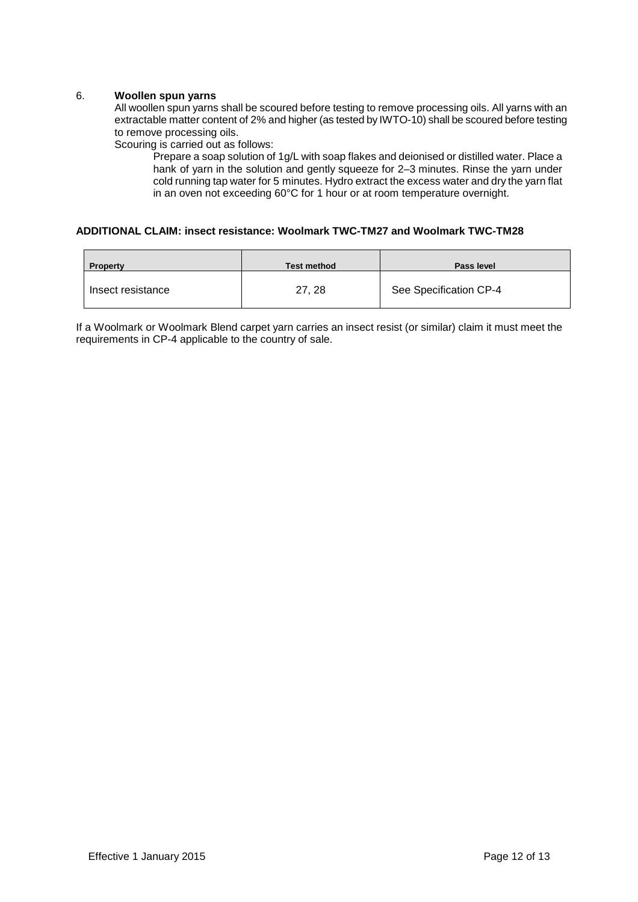6. **Woollen spun yarns**

All woollen spun yarns shall be scoured before testing to remove processing oils. All yarns with an extractable matter content of 2% and higher (as tested by IWTO-10) shall be scoured before testing to remove processing oils.

Scouring is carried out as follows:

> Prepare a soap solution of 1g/L with soap flakes and deionised or distilled water. Place a hank of yarn in the solution and gently squeeze for 2–3 minutes. Rinse the yarn under cold running tap water for 5 minutes. Hydro extract the excess water and dry the yarn flat in an oven not exceeding 60°C for 1 hour or at room temperature overnight.

**ADDITIONAL CLAIM: insect resistance: Woolmark TWC-TM27 and Woolmark TWC-TM28**

| Property | Test method | Pass level |
|---|---|---|
| Insect resistance | 27, 28 | See Specification CP-4 |

If a Woolmark or Woolmark Blend carpet yarn carries an insect resist (or similar) claim it must meet the requirements in CP-4 applicable to the country of sale.

Effective 1 January 2015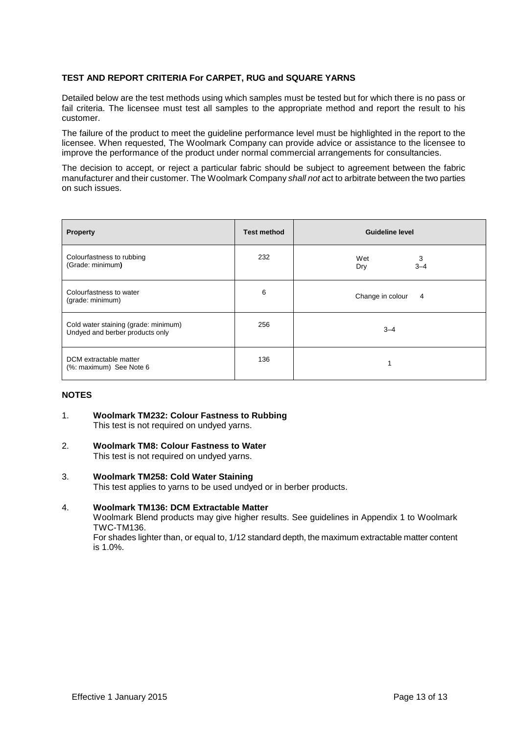### TEST AND REPORT CRITERIA For CARPET, RUG and SQUARE YARNS

Detailed below are the test methods using which samples must be tested but for which there is no pass or fail criteria. The licensee must test all samples to the appropriate method and report the result to his customer.

The failure of the product to meet the guideline performance level must be highlighted in the report to the licensee. When requested, The Woolmark Company can provide advice or assistance to the licensee to improve the performance of the product under normal commercial arrangements for consultancies.

The decision to accept, or reject a particular fabric should be subject to agreement between the fabric manufacturer and their customer. The Woolmark Company *shall not* act to arbitrate between the two parties on such issues.

| Property | Test method | Guideline level |
|---|---|---|
| Colourfastness to rubbing (Grade: minimum**)** | 232 | Wet 3<br>Dry 3–4 |
| Colourfastness to water (grade: minimum) | 6 | Change in colour 4 |
| Cold water staining (grade: minimum) Undyed and berber products only | 256 | 3–4 |
| DCM extractable matter (%: maximum) See Note 6 | 136 | 1 |

### NOTES

1. **Woolmark TM232: Colour Fastness to Rubbing**
   This test is not required on undyed yarns.

2. **Woolmark TM8: Colour Fastness to Water**
   This test is not required on undyed yarns.

3. **Woolmark TM258: Cold Water Staining**
   This test applies to yarns to be used undyed or in berber products.

4. **Woolmark TM136: DCM Extractable Matter**
   Woolmark Blend products may give higher results. See guidelines in Appendix 1 to Woolmark TWC-TM136.
   For shades lighter than, or equal to, 1/12 standard depth, the maximum extractable matter content is 1.0%.

Effective 1 January 2015